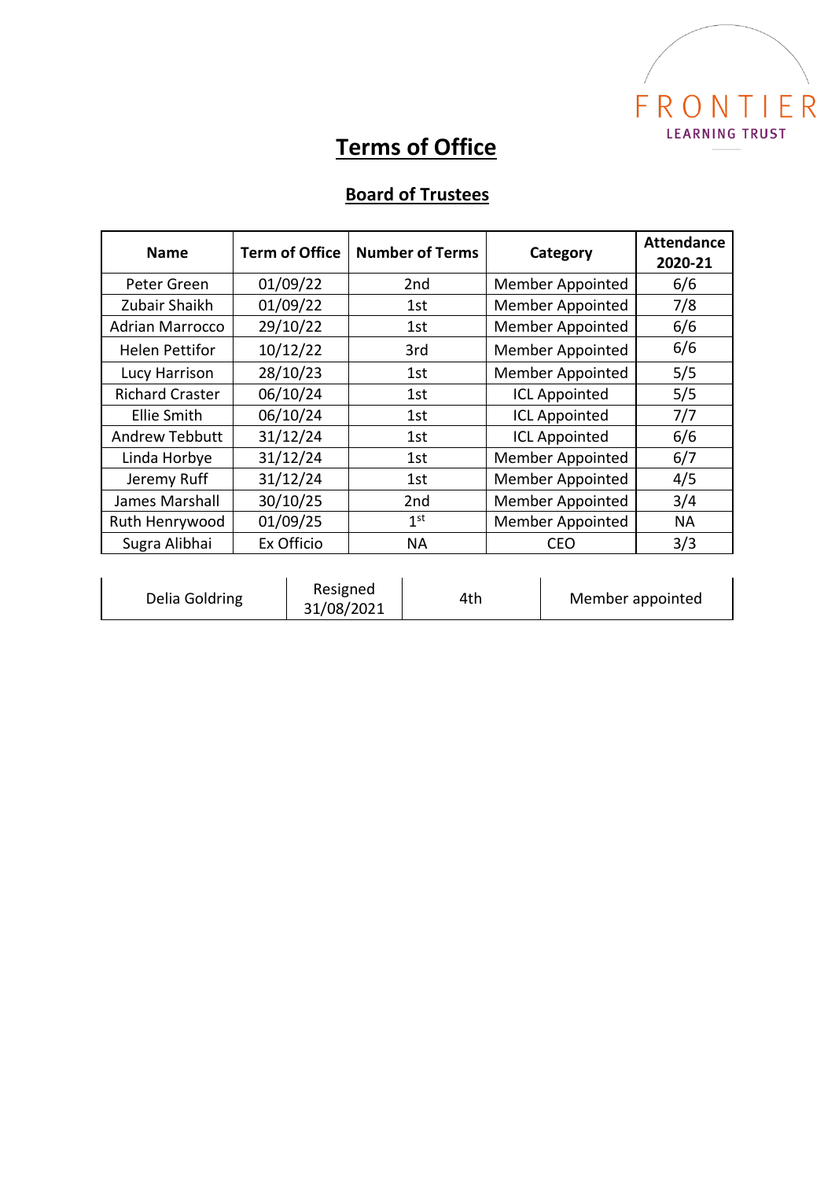# Terms of Office

## Board of Trustees

| Name | Term of Office | Number of Terms | Category | Attendance 2020-21 |
|---|---|---|---|---|
| Peter Green | 01/09/22 | 2nd | Member Appointed | 6/6 |
| Zubair Shaikh | 01/09/22 | 1st | Member Appointed | 7/8 |
| Adrian Marrocco | 29/10/22 | 1st | Member Appointed | 6/6 |
| Helen Pettifor | 10/12/22 | 3rd | Member Appointed | 6/6 |
| Lucy Harrison | 28/10/23 | 1st | Member Appointed | 5/5 |
| Richard Craster | 06/10/24 | 1st | ICL Appointed | 5/5 |
| Ellie Smith | 06/10/24 | 1st | ICL Appointed | 7/7 |
| Andrew Tebbutt | 31/12/24 | 1st | ICL Appointed | 6/6 |
| Linda Horbye | 31/12/24 | 1st | Member Appointed | 6/7 |
| Jeremy Ruff | 31/12/24 | 1st | Member Appointed | 4/5 |
| James Marshall | 30/10/25 | 2nd | Member Appointed | 3/4 |
| Ruth Henrywood | 01/09/25 | 1st | Member Appointed | NA |
| Sugra Alibhai | Ex Officio | NA | CEO | 3/3 |

| Delia Goldring | Resigned 31/08/2021 | 4th | Member appointed |
|---|---|---|---|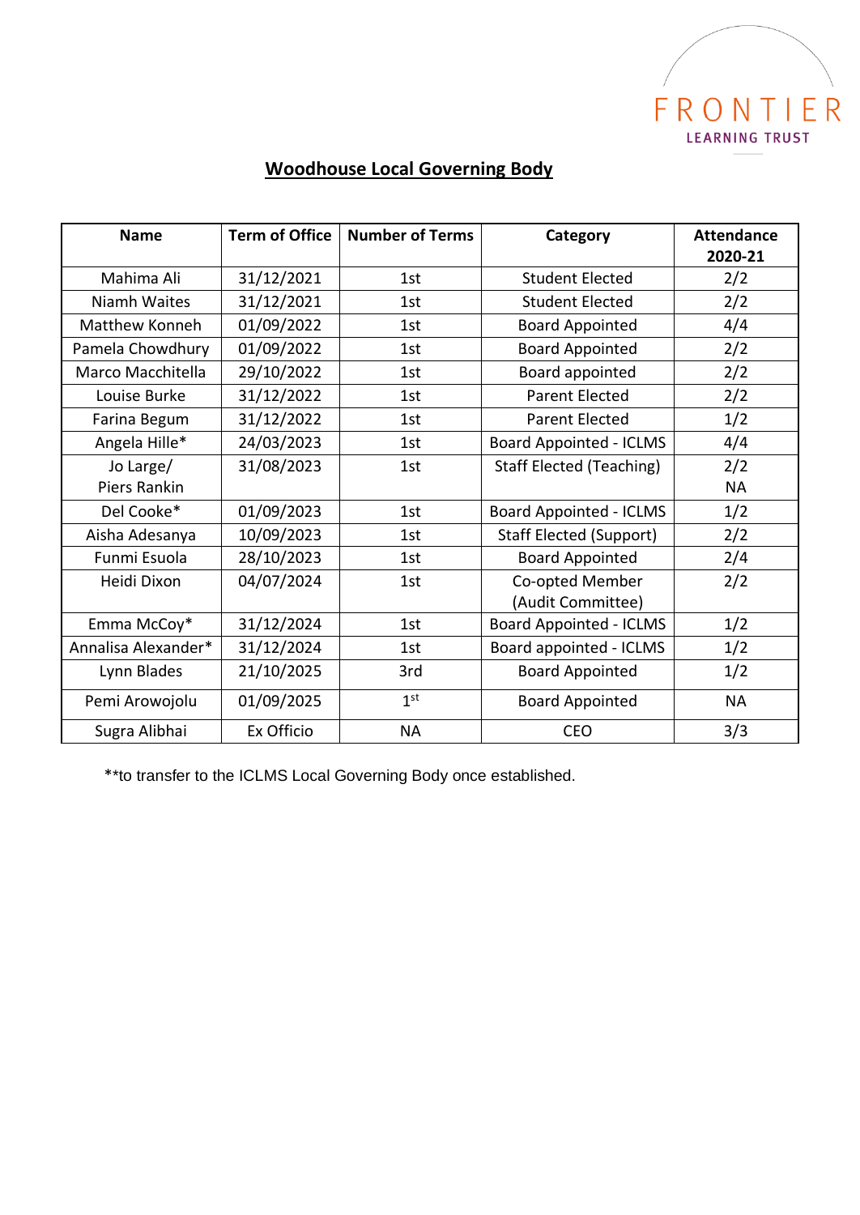FRONTIER
LEARNING TRUST

## Woodhouse Local Governing Body

| Name | Term of Office | Number of Terms | Category | Attendance 2020-21 |
|---|---|---|---|---|
| Mahima Ali | 31/12/2021 | 1st | Student Elected | 2/2 |
| Niamh Waites | 31/12/2021 | 1st | Student Elected | 2/2 |
| Matthew Konneh | 01/09/2022 | 1st | Board Appointed | 4/4 |
| Pamela Chowdhury | 01/09/2022 | 1st | Board Appointed | 2/2 |
| Marco Macchitella | 29/10/2022 | 1st | Board appointed | 2/2 |
| Louise Burke | 31/12/2022 | 1st | Parent Elected | 2/2 |
| Farina Begum | 31/12/2022 | 1st | Parent Elected | 1/2 |
| Angela Hille* | 24/03/2023 | 1st | Board Appointed - ICLMS | 4/4 |
| Jo Large/ Piers Rankin | 31/08/2023 | 1st | Staff Elected (Teaching) | 2/2 NA |
| Del Cooke* | 01/09/2023 | 1st | Board Appointed - ICLMS | 1/2 |
| Aisha Adesanya | 10/09/2023 | 1st | Staff Elected (Support) | 2/2 |
| Funmi Esuola | 28/10/2023 | 1st | Board Appointed | 2/4 |
| Heidi Dixon | 04/07/2024 | 1st | Co-opted Member (Audit Committee) | 2/2 |
| Emma McCoy* | 31/12/2024 | 1st | Board Appointed - ICLMS | 1/2 |
| Annalisa Alexander* | 31/12/2024 | 1st | Board appointed - ICLMS | 1/2 |
| Lynn Blades | 21/10/2025 | 3rd | Board Appointed | 1/2 |
| Pemi Arowojolu | 01/09/2025 | 1st | Board Appointed | NA |
| Sugra Alibhai | Ex Officio | NA | CEO | 3/3 |

**to transfer to the ICLMS Local Governing Body once established.